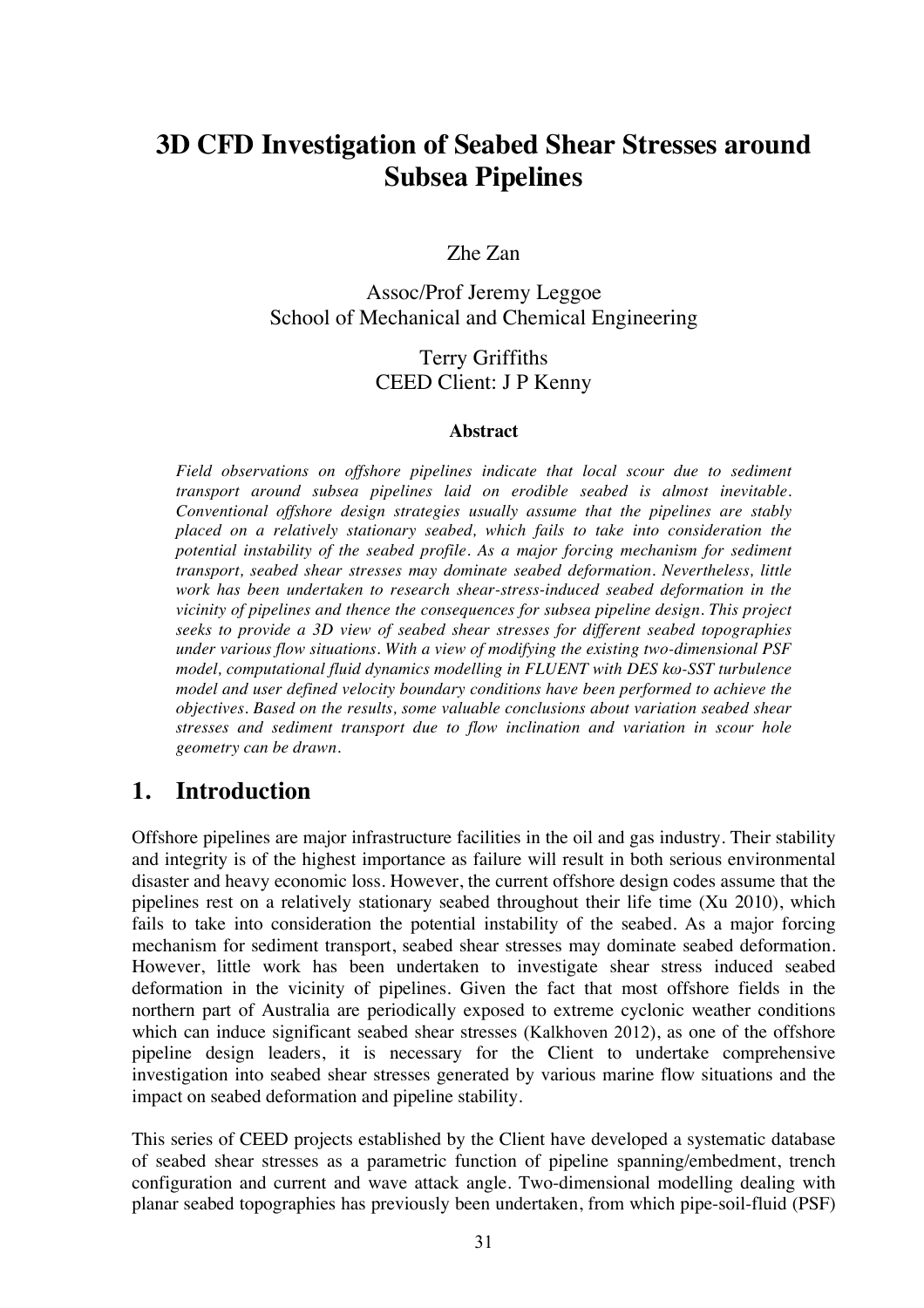# 3D CFD Investigation of Seabed Shear Stresses around Subsea Pipelines

Zhe Zan

Assoc/Prof Jeremy Leggoe
School of Mechanical and Chemical Engineering

Terry Griffiths
CEED Client: J P Kenny

### Abstract

*Field observations on offshore pipelines indicate that local scour due to sediment transport around subsea pipelines laid on erodible seabed is almost inevitable. Conventional offshore design strategies usually assume that the pipelines are stably placed on a relatively stationary seabed, which fails to take into consideration the potential instability of the seabed profile. As a major forcing mechanism for sediment transport, seabed shear stresses may dominate seabed deformation. Nevertheless, little work has been undertaken to research shear-stress-induced seabed deformation in the vicinity of pipelines and thence the consequences for subsea pipeline design. This project seeks to provide a 3D view of seabed shear stresses for different seabed topographies under various flow situations. With a view of modifying the existing two-dimensional PSF model, computational fluid dynamics modelling in FLUENT with DES kω-SST turbulence model and user defined velocity boundary conditions have been performed to achieve the objectives. Based on the results, some valuable conclusions about variation seabed shear stresses and sediment transport due to flow inclination and variation in scour hole geometry can be drawn.*

## 1. Introduction

Offshore pipelines are major infrastructure facilities in the oil and gas industry. Their stability and integrity is of the highest importance as failure will result in both serious environmental disaster and heavy economic loss. However, the current offshore design codes assume that the pipelines rest on a relatively stationary seabed throughout their life time (Xu 2010), which fails to take into consideration the potential instability of the seabed. As a major forcing mechanism for sediment transport, seabed shear stresses may dominate seabed deformation. However, little work has been undertaken to investigate shear stress induced seabed deformation in the vicinity of pipelines. Given the fact that most offshore fields in the northern part of Australia are periodically exposed to extreme cyclonic weather conditions which can induce significant seabed shear stresses (Kalkhoven 2012), as one of the offshore pipeline design leaders, it is necessary for the Client to undertake comprehensive investigation into seabed shear stresses generated by various marine flow situations and the impact on seabed deformation and pipeline stability.

This series of CEED projects established by the Client have developed a systematic database of seabed shear stresses as a parametric function of pipeline spanning/embedment, trench configuration and current and wave attack angle. Two-dimensional modelling dealing with planar seabed topographies has previously been undertaken, from which pipe-soil-fluid (PSF)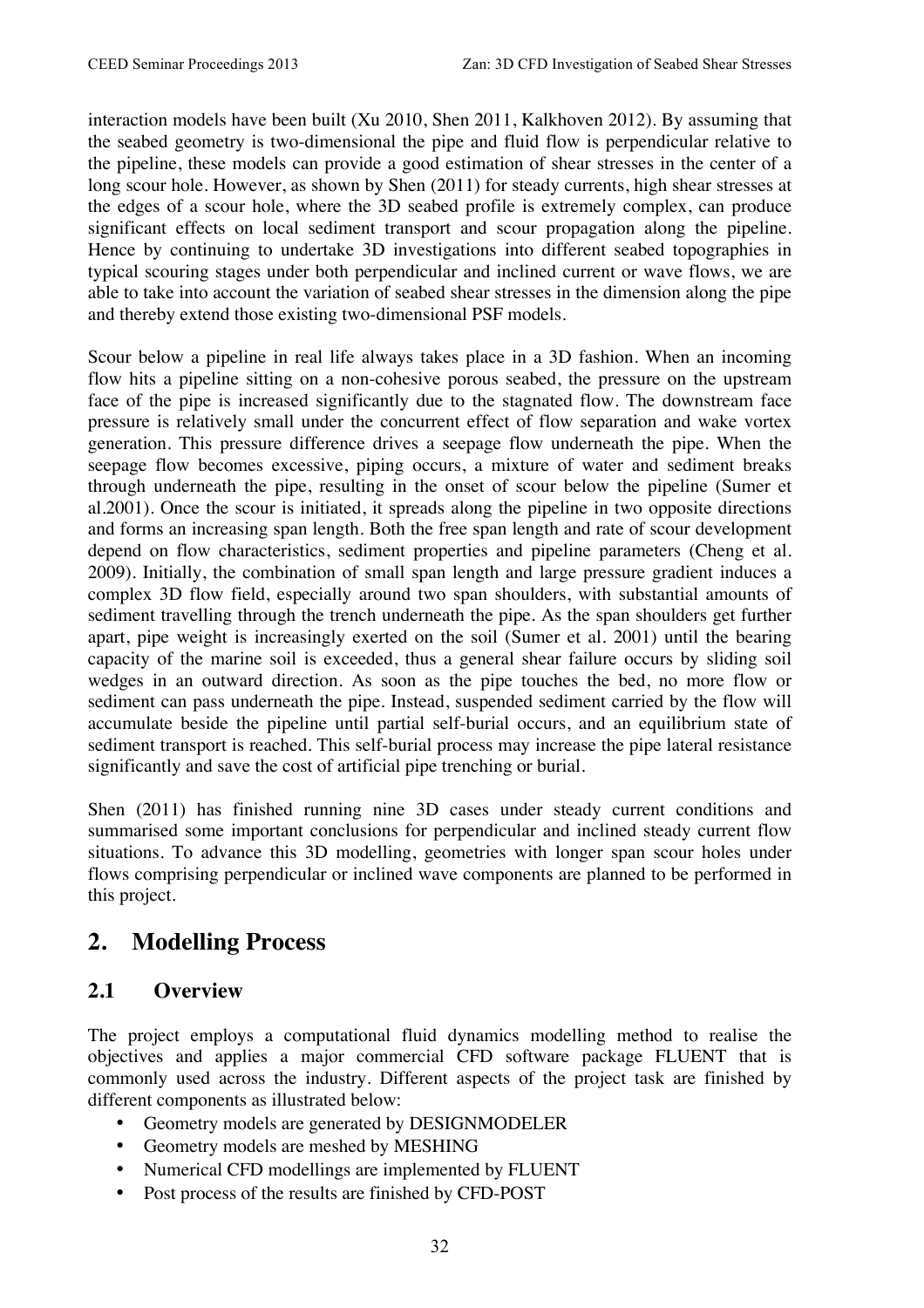interaction models have been built (Xu 2010, Shen 2011, Kalkhoven 2012). By assuming that the seabed geometry is two-dimensional the pipe and fluid flow is perpendicular relative to the pipeline, these models can provide a good estimation of shear stresses in the center of a long scour hole. However, as shown by Shen (2011) for steady currents, high shear stresses at the edges of a scour hole, where the 3D seabed profile is extremely complex, can produce significant effects on local sediment transport and scour propagation along the pipeline. Hence by continuing to undertake 3D investigations into different seabed topographies in typical scouring stages under both perpendicular and inclined current or wave flows, we are able to take into account the variation of seabed shear stresses in the dimension along the pipe and thereby extend those existing two-dimensional PSF models.

Scour below a pipeline in real life always takes place in a 3D fashion. When an incoming flow hits a pipeline sitting on a non-cohesive porous seabed, the pressure on the upstream face of the pipe is increased significantly due to the stagnated flow. The downstream face pressure is relatively small under the concurrent effect of flow separation and wake vortex generation. This pressure difference drives a seepage flow underneath the pipe. When the seepage flow becomes excessive, piping occurs, a mixture of water and sediment breaks through underneath the pipe, resulting in the onset of scour below the pipeline (Sumer et al.2001). Once the scour is initiated, it spreads along the pipeline in two opposite directions and forms an increasing span length. Both the free span length and rate of scour development depend on flow characteristics, sediment properties and pipeline parameters (Cheng et al. 2009). Initially, the combination of small span length and large pressure gradient induces a complex 3D flow field, especially around two span shoulders, with substantial amounts of sediment travelling through the trench underneath the pipe. As the span shoulders get further apart, pipe weight is increasingly exerted on the soil (Sumer et al. 2001) until the bearing capacity of the marine soil is exceeded, thus a general shear failure occurs by sliding soil wedges in an outward direction. As soon as the pipe touches the bed, no more flow or sediment can pass underneath the pipe. Instead, suspended sediment carried by the flow will accumulate beside the pipeline until partial self-burial occurs, and an equilibrium state of sediment transport is reached. This self-burial process may increase the pipe lateral resistance significantly and save the cost of artificial pipe trenching or burial.

Shen (2011) has finished running nine 3D cases under steady current conditions and summarised some important conclusions for perpendicular and inclined steady current flow situations. To advance this 3D modelling, geometries with longer span scour holes under flows comprising perpendicular or inclined wave components are planned to be performed in this project.

## 2. Modelling Process

### 2.1 Overview

The project employs a computational fluid dynamics modelling method to realise the objectives and applies a major commercial CFD software package FLUENT that is commonly used across the industry. Different aspects of the project task are finished by different components as illustrated below:

- Geometry models are generated by DESIGNMODELER
- Geometry models are meshed by MESHING
- Numerical CFD modellings are implemented by FLUENT
- Post process of the results are finished by CFD-POST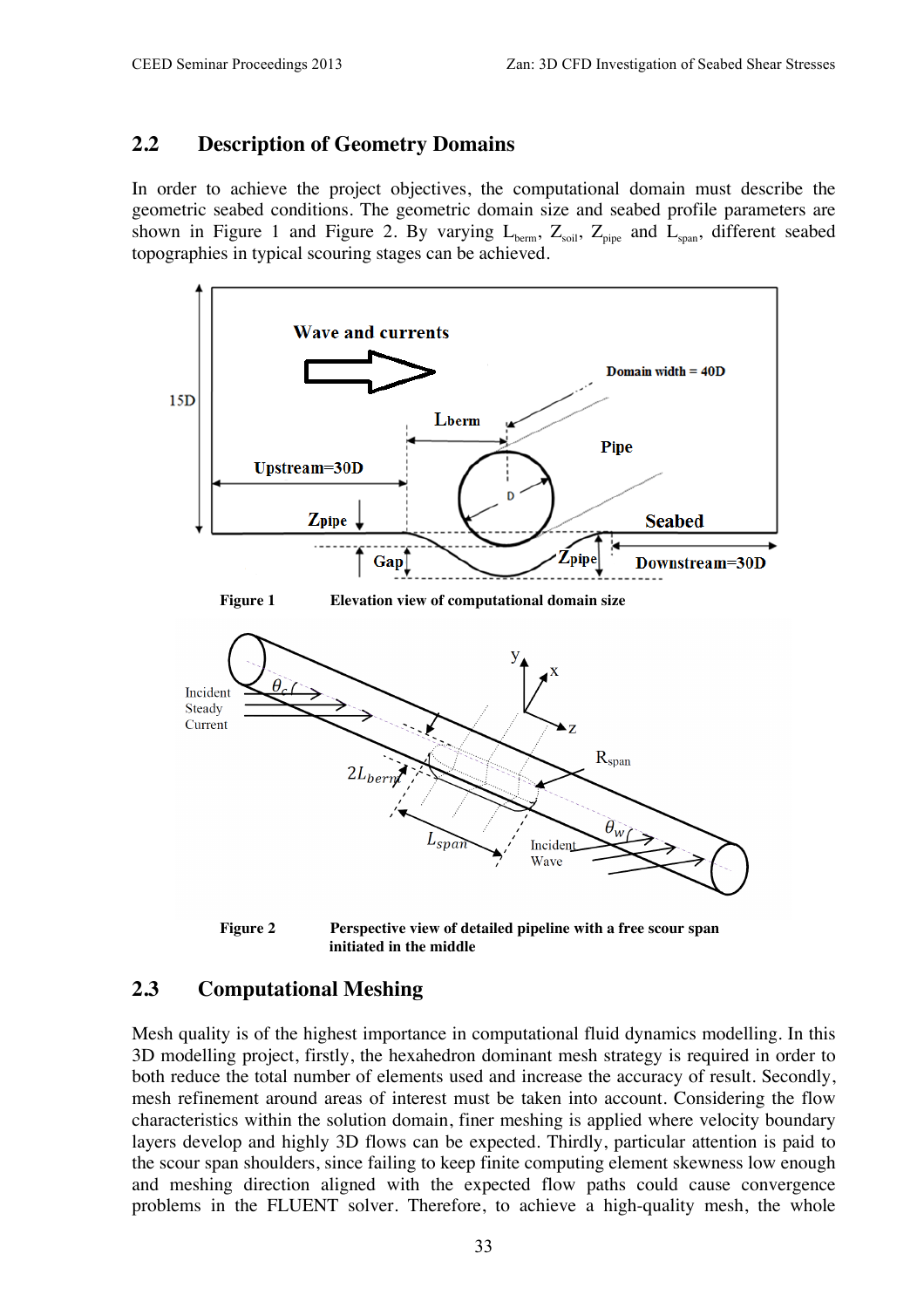## 2.2 Description of Geometry Domains

In order to achieve the project objectives, the computational domain must describe the geometric seabed conditions. The geometric domain size and seabed profile parameters are shown in Figure 1 and Figure 2. By varying $L_{berm}$, $Z_{soil}$, $Z_{pipe}$ and $L_{span}$, different seabed topographies in typical scouring stages can be achieved.

**Figure 1** Elevation view of computational domain size

**Figure 2** Perspective view of detailed pipeline with a free scour span initiated in the middle

## 2.3 Computational Meshing

Mesh quality is of the highest importance in computational fluid dynamics modelling. In this 3D modelling project, firstly, the hexahedron dominant mesh strategy is required in order to both reduce the total number of elements used and increase the accuracy of result. Secondly, mesh refinement around areas of interest must be taken into account. Considering the flow characteristics within the solution domain, finer meshing is applied where velocity boundary layers develop and highly 3D flows can be expected. Thirdly, particular attention is paid to the scour span shoulders, since failing to keep finite computing element skewness low enough and meshing direction aligned with the expected flow paths could cause convergence problems in the FLUENT solver. Therefore, to achieve a high-quality mesh, the whole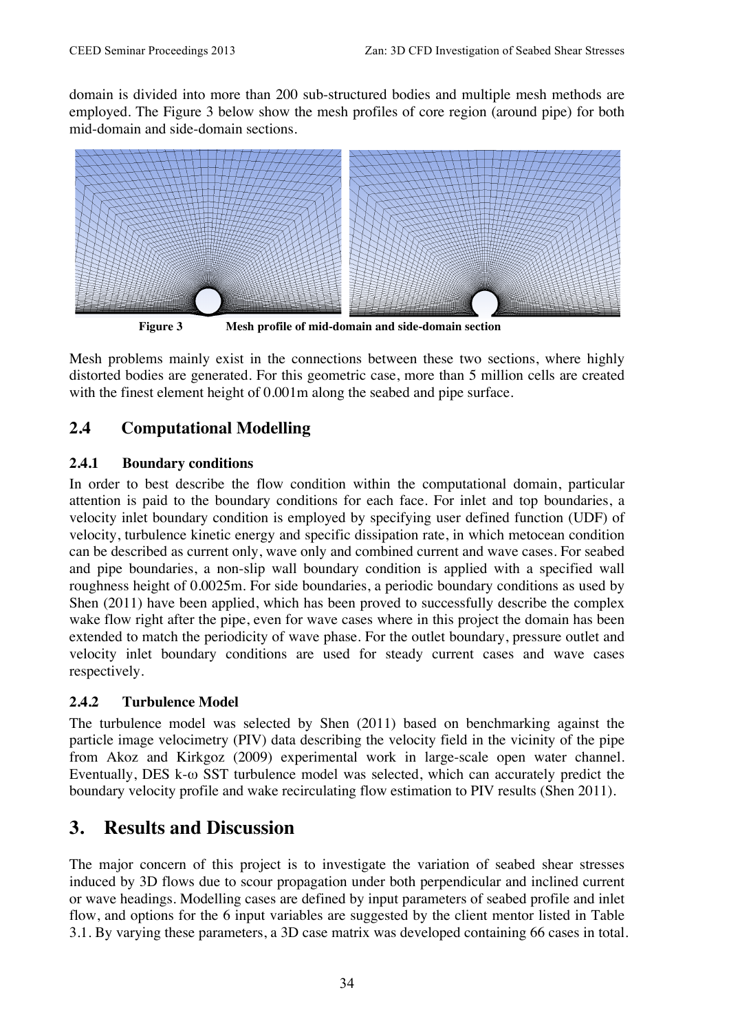domain is divided into more than 200 sub-structured bodies and multiple mesh methods are employed. The Figure 3 below show the mesh profiles of core region (around pipe) for both mid-domain and side-domain sections.

**Figure 3** **Mesh profile of mid-domain and side-domain section**

Mesh problems mainly exist in the connections between these two sections, where highly distorted bodies are generated. For this geometric case, more than 5 million cells are created with the finest element height of 0.001m along the seabed and pipe surface.

## 2.4 Computational Modelling

### 2.4.1 Boundary conditions

In order to best describe the flow condition within the computational domain, particular attention is paid to the boundary conditions for each face. For inlet and top boundaries, a velocity inlet boundary condition is employed by specifying user defined function (UDF) of velocity, turbulence kinetic energy and specific dissipation rate, in which metocean condition can be described as current only, wave only and combined current and wave cases. For seabed and pipe boundaries, a non-slip wall boundary condition is applied with a specified wall roughness height of 0.0025m. For side boundaries, a periodic boundary conditions as used by Shen (2011) have been applied, which has been proved to successfully describe the complex wake flow right after the pipe, even for wave cases where in this project the domain has been extended to match the periodicity of wave phase. For the outlet boundary, pressure outlet and velocity inlet boundary conditions are used for steady current cases and wave cases respectively.

### 2.4.2 Turbulence Model

The turbulence model was selected by Shen (2011) based on benchmarking against the particle image velocimetry (PIV) data describing the velocity field in the vicinity of the pipe from Akoz and Kirkgoz (2009) experimental work in large-scale open water channel. Eventually, DES k-ω SST turbulence model was selected, which can accurately predict the boundary velocity profile and wake recirculating flow estimation to PIV results (Shen 2011).

# 3. Results and Discussion

The major concern of this project is to investigate the variation of seabed shear stresses induced by 3D flows due to scour propagation under both perpendicular and inclined current or wave headings. Modelling cases are defined by input parameters of seabed profile and inlet flow, and options for the 6 input variables are suggested by the client mentor listed in Table 3.1. By varying these parameters, a 3D case matrix was developed containing 66 cases in total.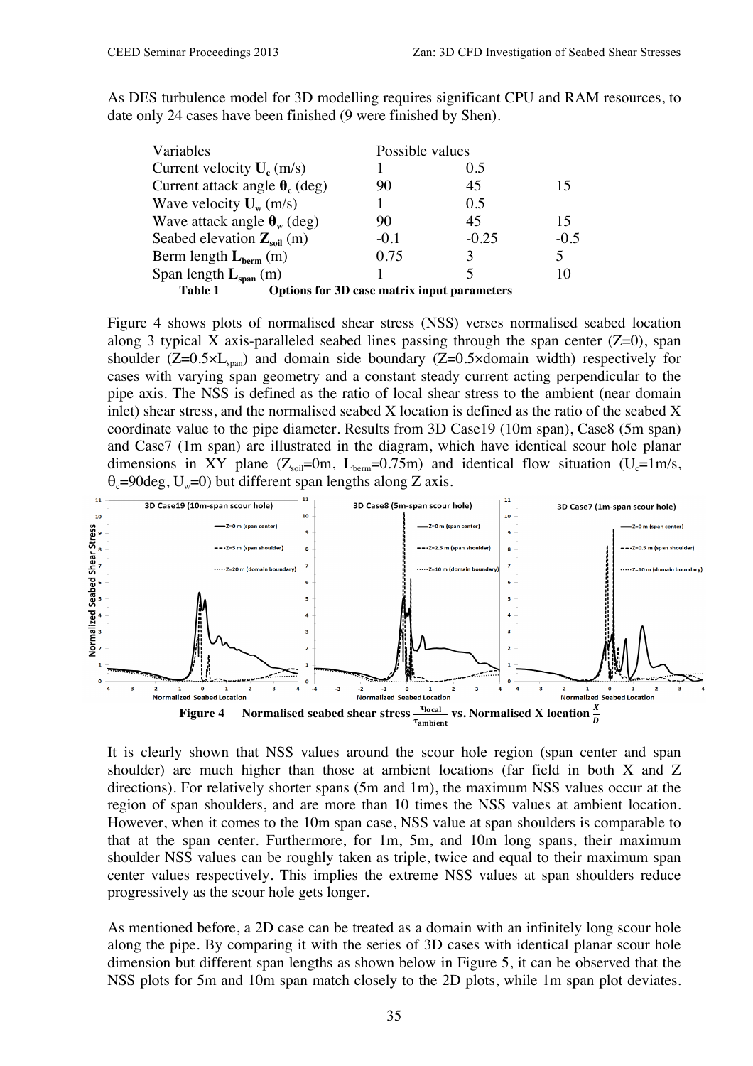As DES turbulence model for 3D modelling requires significant CPU and RAM resources, to date only 24 cases have been finished (9 were finished by Shen).

| Variables | Possible values | | |
|---|---|---|---|
| Current velocity $\mathbf{U}_c$ (m/s) | 1 | 0.5 | |
| Current attack angle $\boldsymbol{\theta}_c$ (deg) | 90 | 45 | 15 |
| Wave velocity $\mathbf{U}_w$ (m/s) | 1 | 0.5 | |
| Wave attack angle $\boldsymbol{\theta}_w$ (deg) | 90 | 45 | 15 |
| Seabed elevation $\mathbf{Z}_{soil}$ (m) | -0.1 | -0.25 | -0.5 |
| Berm length $\mathbf{L}_{berm}$ (m) | 0.75 | 3 | 5 |
| Span length $\mathbf{L}_{span}$ (m) | 1 | 5 | 10 |

**Table 1 Options for 3D case matrix input parameters**

Figure 4 shows plots of normalised shear stress (NSS) verses normalised seabed location along 3 typical X axis-paralleled seabed lines passing through the span center (Z=0), span shoulder ($Z=0.5\times L_{span}$) and domain side boundary ($Z=0.5\times$domain width) respectively for cases with varying span geometry and a constant steady current acting perpendicular to the pipe axis. The NSS is defined as the ratio of local shear stress to the ambient (near domain inlet) shear stress, and the normalised seabed X location is defined as the ratio of the seabed X coordinate value to the pipe diameter. Results from 3D Case19 (10m span), Case8 (5m span) and Case7 (1m span) are illustrated in the diagram, which have identical scour hole planar dimensions in XY plane ($Z_{soil}$=0m, $L_{berm}$=0.75m) and identical flow situation ($U_c$=1m/s, $\theta_c$=90deg, $U_w$=0) but different span lengths along Z axis.

**Figure 4 Normalised seabed shear stress $\frac{\tau_{local}}{\tau_{ambient}}$ vs. Normalised X location $\frac{X}{D}$**

It is clearly shown that NSS values around the scour hole region (span center and span shoulder) are much higher than those at ambient locations (far field in both X and Z directions). For relatively shorter spans (5m and 1m), the maximum NSS values occur at the region of span shoulders, and are more than 10 times the NSS values at ambient location. However, when it comes to the 10m span case, NSS value at span shoulders is comparable to that at the span center. Furthermore, for 1m, 5m, and 10m long spans, their maximum shoulder NSS values can be roughly taken as triple, twice and equal to their maximum span center values respectively. This implies the extreme NSS values at span shoulders reduce progressively as the scour hole gets longer.

As mentioned before, a 2D case can be treated as a domain with an infinitely long scour hole along the pipe. By comparing it with the series of 3D cases with identical planar scour hole dimension but different span lengths as shown below in Figure 5, it can be observed that the NSS plots for 5m and 10m span match closely to the 2D plots, while 1m span plot deviates.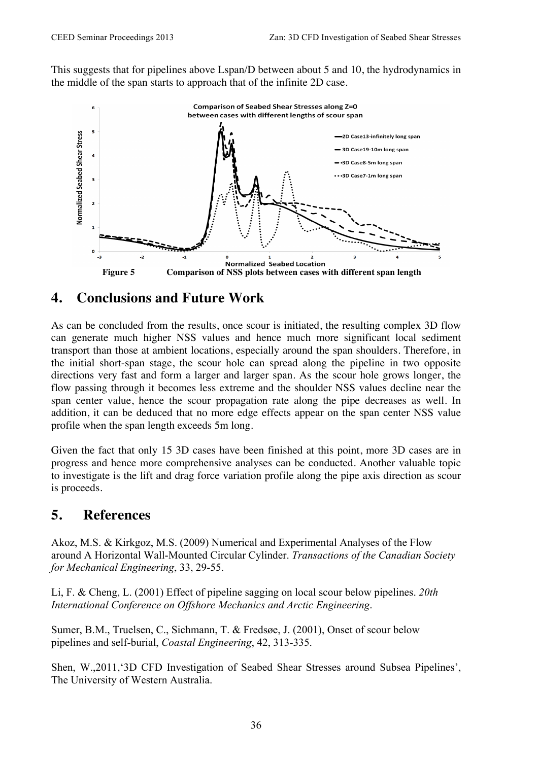This suggests that for pipelines above Lspan/D between about 5 and 10, the hydrodynamics in the middle of the span starts to approach that of the infinite 2D case.

Comparison of Seabed Shear Stresses along Z=0
between cases with different lengths of scour span

Normalized Seabed Shear Stress

Normalized Seabed Location

2D Case13-infinitely long span
3D Case19-10m long span
3D Case8-5m long span
3D Case7-1m long span

**Figure 5** **Comparison of NSS plots between cases with different span length**

## 4. Conclusions and Future Work

As can be concluded from the results, once scour is initiated, the resulting complex 3D flow can generate much higher NSS values and hence much more significant local sediment transport than those at ambient locations, especially around the span shoulders. Therefore, in the initial short-span stage, the scour hole can spread along the pipeline in two opposite directions very fast and form a larger and larger span. As the scour hole grows longer, the flow passing through it becomes less extreme and the shoulder NSS values decline near the span center value, hence the scour propagation rate along the pipe decreases as well. In addition, it can be deduced that no more edge effects appear on the span center NSS value profile when the span length exceeds 5m long.

Given the fact that only 15 3D cases have been finished at this point, more 3D cases are in progress and hence more comprehensive analyses can be conducted. Another valuable topic to investigate is the lift and drag force variation profile along the pipe axis direction as scour is proceeds.

## 5. References

Akoz, M.S. & Kirkgoz, M.S. (2009) Numerical and Experimental Analyses of the Flow around A Horizontal Wall-Mounted Circular Cylinder. *Transactions of the Canadian Society for Mechanical Engineering*, 33, 29-55.

Li, F. & Cheng, L. (2001) Effect of pipeline sagging on local scour below pipelines. *20th International Conference on Offshore Mechanics and Arctic Engineering*.

Sumer, B.M., Truelsen, C., Sichmann, T. & Fredsøe, J. (2001), Onset of scour below pipelines and self-burial, *Coastal Engineering*, 42, 313-335.

Shen, W.,2011,'3D CFD Investigation of Seabed Shear Stresses around Subsea Pipelines', The University of Western Australia.